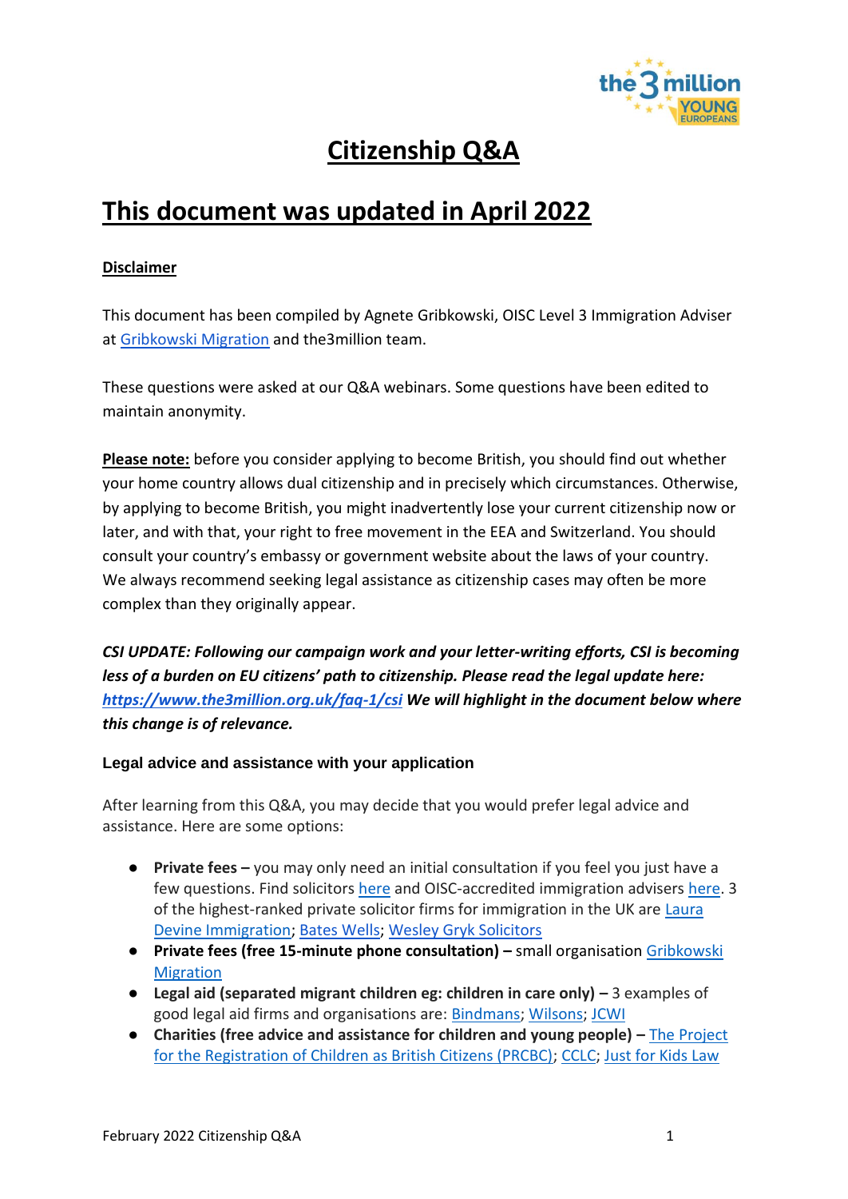# Citizenship Q&A

## This document was updated in April 2022

**Disclaimer**

This document has been compiled by Agnete Gribkowski, OISC Level 3 Immigration Adviser at Gribkowski Migration and the3million team.

These questions were asked at our Q&A webinars. Some questions have been edited to maintain anonymity.

**Please note:** before you consider applying to become British, you should find out whether your home country allows dual citizenship and in precisely which circumstances. Otherwise, by applying to become British, you might inadvertently lose your current citizenship now or later, and with that, your right to free movement in the EEA and Switzerland. You should consult your country's embassy or government website about the laws of your country. We always recommend seeking legal assistance as citizenship cases may often be more complex than they originally appear.

***CSI UPDATE: Following our campaign work and your letter-writing efforts, CSI is becoming less of a burden on EU citizens' path to citizenship. Please read the legal update here: https://www.the3million.org.uk/faq-1/csi We will highlight in the document below where this change is of relevance.***

### Legal advice and assistance with your application

After learning from this Q&A, you may decide that you would prefer legal advice and assistance. Here are some options:

- **Private fees –** you may only need an initial consultation if you feel you just have a few questions. Find solicitors here and OISC-accredited immigration advisers here. 3 of the highest-ranked private solicitor firms for immigration in the UK are Laura Devine Immigration; Bates Wells; Wesley Gryk Solicitors
- **Private fees (free 15-minute phone consultation) –** small organisation Gribkowski Migration
- **Legal aid (separated migrant children eg: children in care only) –** 3 examples of good legal aid firms and organisations are: Bindmans; Wilsons; JCWI
- **Charities (free advice and assistance for children and young people) –** The Project for the Registration of Children as British Citizens (PRCBC); CCLC; Just for Kids Law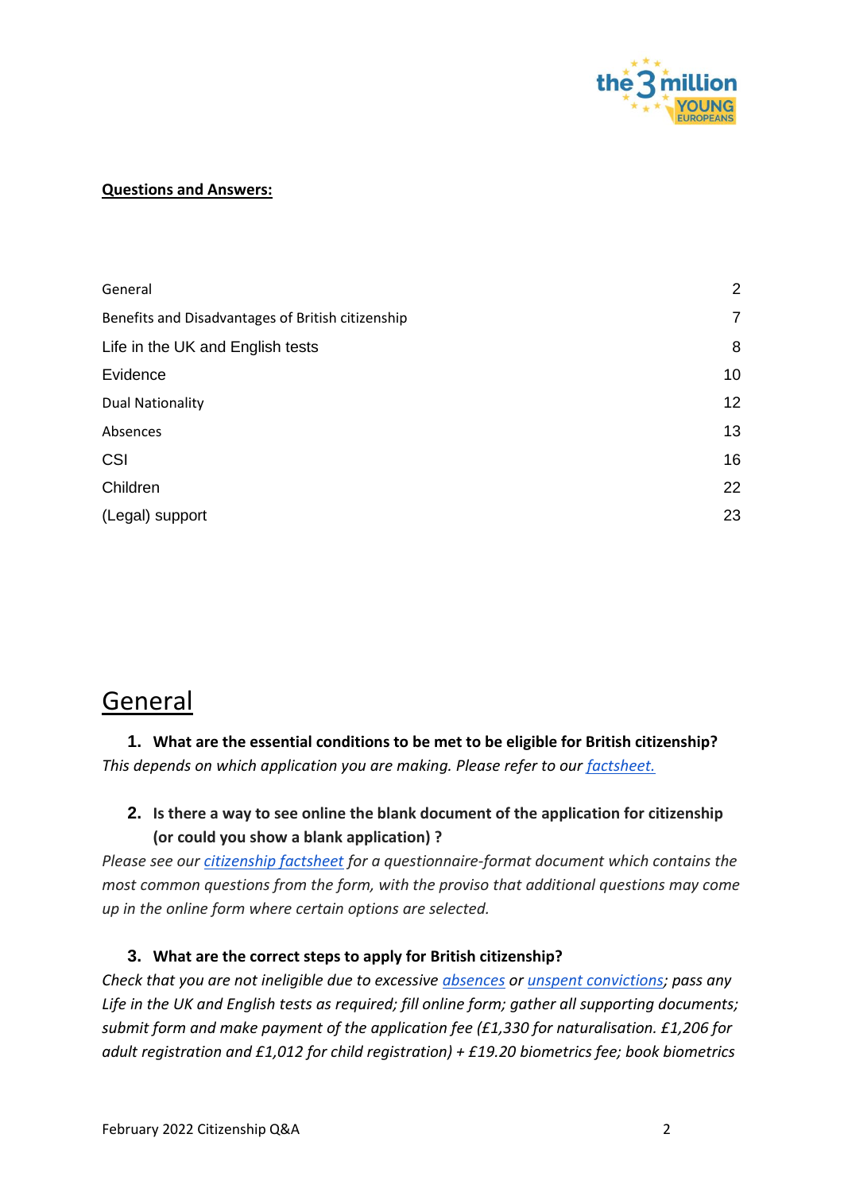**Questions and Answers:**

| | |
|---|---|
| General | 2 |
| Benefits and Disadvantages of British citizenship | 7 |
| Life in the UK and English tests | 8 |
| Evidence | 10 |
| Dual Nationality | 12 |
| Absences | 13 |
| CSI | 16 |
| Children | 22 |
| (Legal) support | 23 |

# General

1. **What are the essential conditions to be met to be eligible for British citizenship?**

*This depends on which application you are making. Please refer to our factsheet.*

2. **Is there a way to see online the blank document of the application for citizenship (or could you show a blank application) ?**

*Please see our citizenship factsheet for a questionnaire-format document which contains the most common questions from the form, with the proviso that additional questions may come up in the online form where certain options are selected.*

3. **What are the correct steps to apply for British citizenship?**

*Check that you are not ineligible due to excessive absences or unspent convictions; pass any Life in the UK and English tests as required; fill online form; gather all supporting documents; submit form and make payment of the application fee (£1,330 for naturalisation. £1,206 for adult registration and £1,012 for child registration) + £19.20 biometrics fee; book biometrics*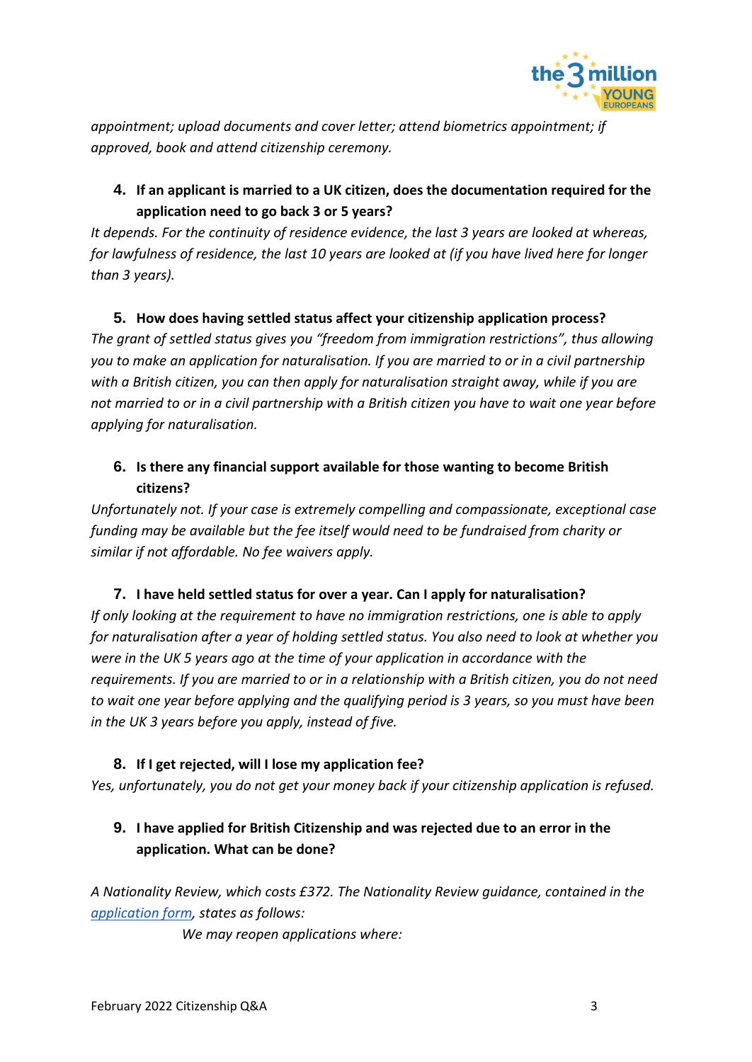*appointment; upload documents and cover letter; attend biometrics appointment; if approved, book and attend citizenship ceremony.*

4. **If an applicant is married to a UK citizen, does the documentation required for the application need to go back 3 or 5 years?**

*It depends. For the continuity of residence evidence, the last 3 years are looked at whereas, for lawfulness of residence, the last 10 years are looked at (if you have lived here for longer than 3 years).*

5. **How does having settled status affect your citizenship application process?**

*The grant of settled status gives you "freedom from immigration restrictions", thus allowing you to make an application for naturalisation. If you are married to or in a civil partnership with a British citizen, you can then apply for naturalisation straight away, while if you are not married to or in a civil partnership with a British citizen you have to wait one year before applying for naturalisation.*

6. **Is there any financial support available for those wanting to become British citizens?**

*Unfortunately not. If your case is extremely compelling and compassionate, exceptional case funding may be available but the fee itself would need to be fundraised from charity or similar if not affordable. No fee waivers apply.*

7. **I have held settled status for over a year. Can I apply for naturalisation?**

*If only looking at the requirement to have no immigration restrictions, one is able to apply for naturalisation after a year of holding settled status. You also need to look at whether you were in the UK 5 years ago at the time of your application in accordance with the requirements. If you are married to or in a relationship with a British citizen, you do not need to wait one year before applying and the qualifying period is 3 years, so you must have been in the UK 3 years before you apply, instead of five.*

8. **If I get rejected, will I lose my application fee?**

*Yes, unfortunately, you do not get your money back if your citizenship application is refused.*

9. **I have applied for British Citizenship and was rejected due to an error in the application. What can be done?**

*A Nationality Review, which costs £372. The Nationality Review guidance, contained in the [application form](application form), states as follows:*

> *We may reopen applications where:*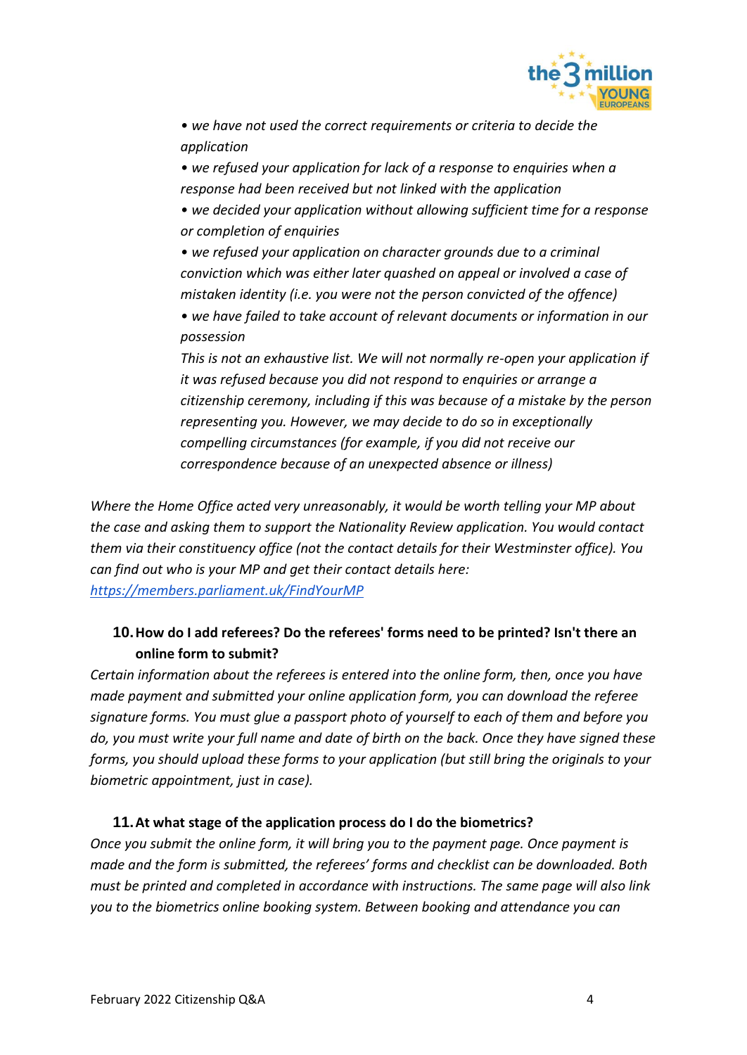> • *we have not used the correct requirements or criteria to decide the application*
> • *we refused your application for lack of a response to enquiries when a response had been received but not linked with the application*
> • *we decided your application without allowing sufficient time for a response or completion of enquiries*
> • *we refused your application on character grounds due to a criminal conviction which was either later quashed on appeal or involved a case of mistaken identity (i.e. you were not the person convicted of the offence)*
> • *we have failed to take account of relevant documents or information in our possession*
> *This is not an exhaustive list. We will not normally re-open your application if it was refused because you did not respond to enquiries or arrange a citizenship ceremony, including if this was because of a mistake by the person representing you. However, we may decide to do so in exceptionally compelling circumstances (for example, if you did not receive our correspondence because of an unexpected absence or illness)*

*Where the Home Office acted very unreasonably, it would be worth telling your MP about the case and asking them to support the Nationality Review application. You would contact them via their constituency office (not the contact details for their Westminster office). You can find out who is your MP and get their contact details here:* *https://members.parliament.uk/FindYourMP*

### 10. How do I add referees? Do the referees' forms need to be printed? Isn't there an online form to submit?

*Certain information about the referees is entered into the online form, then, once you have made payment and submitted your online application form, you can download the referee signature forms. You must glue a passport photo of yourself to each of them and before you do, you must write your full name and date of birth on the back. Once they have signed these forms, you should upload these forms to your application (but still bring the originals to your biometric appointment, just in case).*

### 11. At what stage of the application process do I do the biometrics?

*Once you submit the online form, it will bring you to the payment page. Once payment is made and the form is submitted, the referees' forms and checklist can be downloaded. Both must be printed and completed in accordance with instructions. The same page will also link you to the biometrics online booking system. Between booking and attendance you can*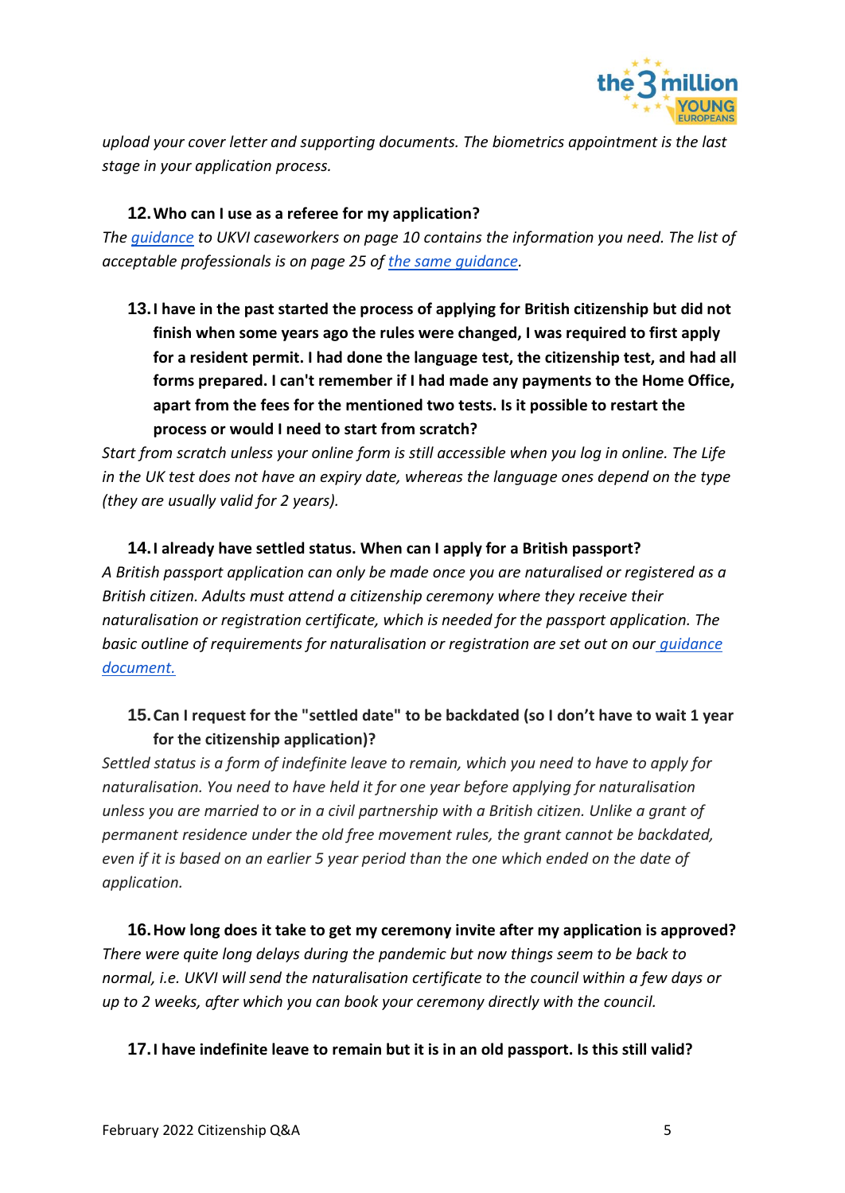*upload your cover letter and supporting documents. The biometrics appointment is the last stage in your application process.*

**12. Who can I use as a referee for my application?**

*The guidance to UKVI caseworkers on page 10 contains the information you need. The list of acceptable professionals is on page 25 of the same guidance.*

**13. I have in the past started the process of applying for British citizenship but did not finish when some years ago the rules were changed, I was required to first apply for a resident permit. I had done the language test, the citizenship test, and had all forms prepared. I can't remember if I had made any payments to the Home Office, apart from the fees for the mentioned two tests. Is it possible to restart the process or would I need to start from scratch?**

*Start from scratch unless your online form is still accessible when you log in online. The Life in the UK test does not have an expiry date, whereas the language ones depend on the type (they are usually valid for 2 years).*

**14. I already have settled status. When can I apply for a British passport?**

*A British passport application can only be made once you are naturalised or registered as a British citizen. Adults must attend a citizenship ceremony where they receive their naturalisation or registration certificate, which is needed for the passport application. The basic outline of requirements for naturalisation or registration are set out on our guidance document.*

**15. Can I request for the "settled date" to be backdated (so I don't have to wait 1 year for the citizenship application)?**

*Settled status is a form of indefinite leave to remain, which you need to have to apply for naturalisation. You need to have held it for one year before applying for naturalisation unless you are married to or in a civil partnership with a British citizen. Unlike a grant of permanent residence under the old free movement rules, the grant cannot be backdated, even if it is based on an earlier 5 year period than the one which ended on the date of application.*

**16. How long does it take to get my ceremony invite after my application is approved?**

*There were quite long delays during the pandemic but now things seem to be back to normal, i.e. UKVI will send the naturalisation certificate to the council within a few days or up to 2 weeks, after which you can book your ceremony directly with the council.*

**17. I have indefinite leave to remain but it is in an old passport. Is this still valid?**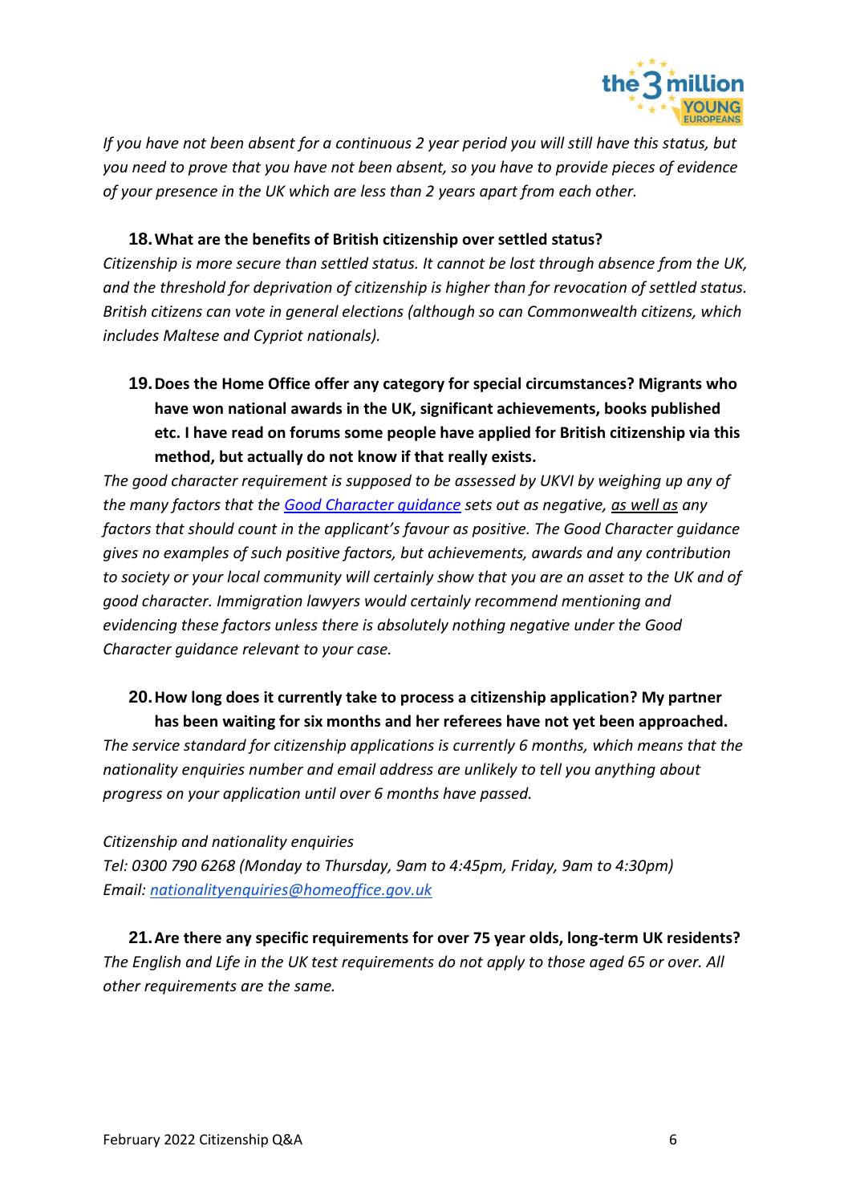*If you have not been absent for a continuous 2 year period you will still have this status, but you need to prove that you have not been absent, so you have to provide pieces of evidence of your presence in the UK which are less than 2 years apart from each other.*

**18. What are the benefits of British citizenship over settled status?**

*Citizenship is more secure than settled status. It cannot be lost through absence from the UK, and the threshold for deprivation of citizenship is higher than for revocation of settled status. British citizens can vote in general elections (although so can Commonwealth citizens, which includes Maltese and Cypriot nationals).*

**19. Does the Home Office offer any category for special circumstances? Migrants who have won national awards in the UK, significant achievements, books published etc. I have read on forums some people have applied for British citizenship via this method, but actually do not know if that really exists.**

*The good character requirement is supposed to be assessed by UKVI by weighing up any of the many factors that the Good Character guidance sets out as negative, as well as any factors that should count in the applicant's favour as positive. The Good Character guidance gives no examples of such positive factors, but achievements, awards and any contribution to society or your local community will certainly show that you are an asset to the UK and of good character. Immigration lawyers would certainly recommend mentioning and evidencing these factors unless there is absolutely nothing negative under the Good Character guidance relevant to your case.*

**20. How long does it currently take to process a citizenship application? My partner has been waiting for six months and her referees have not yet been approached.**

*The service standard for citizenship applications is currently 6 months, which means that the nationality enquiries number and email address are unlikely to tell you anything about progress on your application until over 6 months have passed.*

*Citizenship and nationality enquiries*
*Tel: 0300 790 6268 (Monday to Thursday, 9am to 4:45pm, Friday, 9am to 4:30pm)*
*Email: nationalityenquiries@homeoffice.gov.uk*

**21. Are there any specific requirements for over 75 year olds, long-term UK residents?**

*The English and Life in the UK test requirements do not apply to those aged 65 or over. All other requirements are the same.*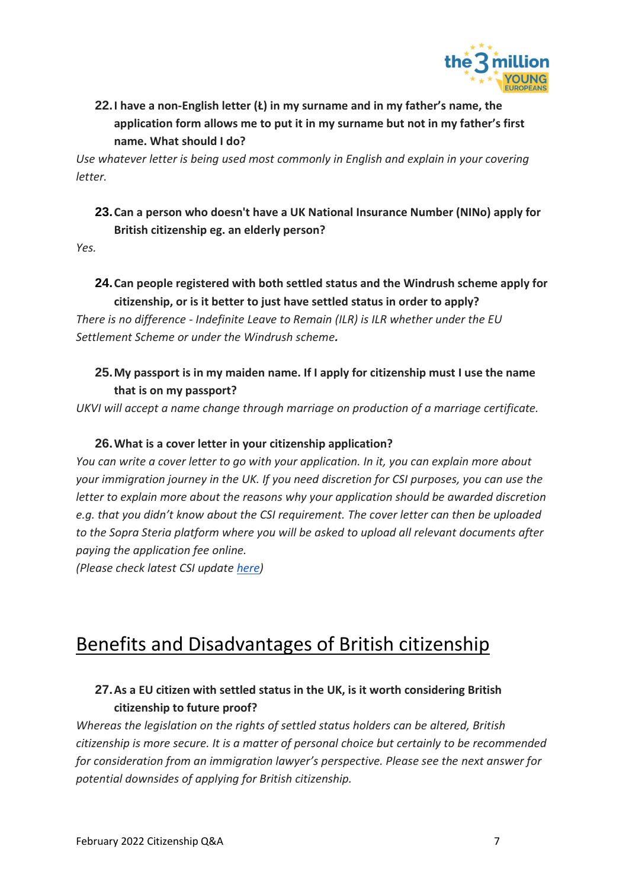**22. I have a non-English letter (Ł) in my surname and in my father's name, the application form allows me to put it in my surname but not in my father's first name. What should I do?**

*Use whatever letter is being used most commonly in English and explain in your covering letter.*

**23. Can a person who doesn't have a UK National Insurance Number (NINo) apply for British citizenship eg. an elderly person?**

*Yes.*

**24. Can people registered with both settled status and the Windrush scheme apply for citizenship, or is it better to just have settled status in order to apply?**

*There is no difference - Indefinite Leave to Remain (ILR) is ILR whether under the EU Settlement Scheme or under the Windrush scheme.*

**25. My passport is in my maiden name. If I apply for citizenship must I use the name that is on my passport?**

*UKVI will accept a name change through marriage on production of a marriage certificate.*

**26. What is a cover letter in your citizenship application?**

*You can write a cover letter to go with your application. In it, you can explain more about your immigration journey in the UK. If you need discretion for CSI purposes, you can use the letter to explain more about the reasons why your application should be awarded discretion e.g. that you didn't know about the CSI requirement. The cover letter can then be uploaded to the Sopra Steria platform where you will be asked to upload all relevant documents after paying the application fee online.*

*(Please check latest CSI update here)*

# Benefits and Disadvantages of British citizenship

**27. As a EU citizen with settled status in the UK, is it worth considering British citizenship to future proof?**

*Whereas the legislation on the rights of settled status holders can be altered, British citizenship is more secure. It is a matter of personal choice but certainly to be recommended for consideration from an immigration lawyer's perspective. Please see the next answer for potential downsides of applying for British citizenship.*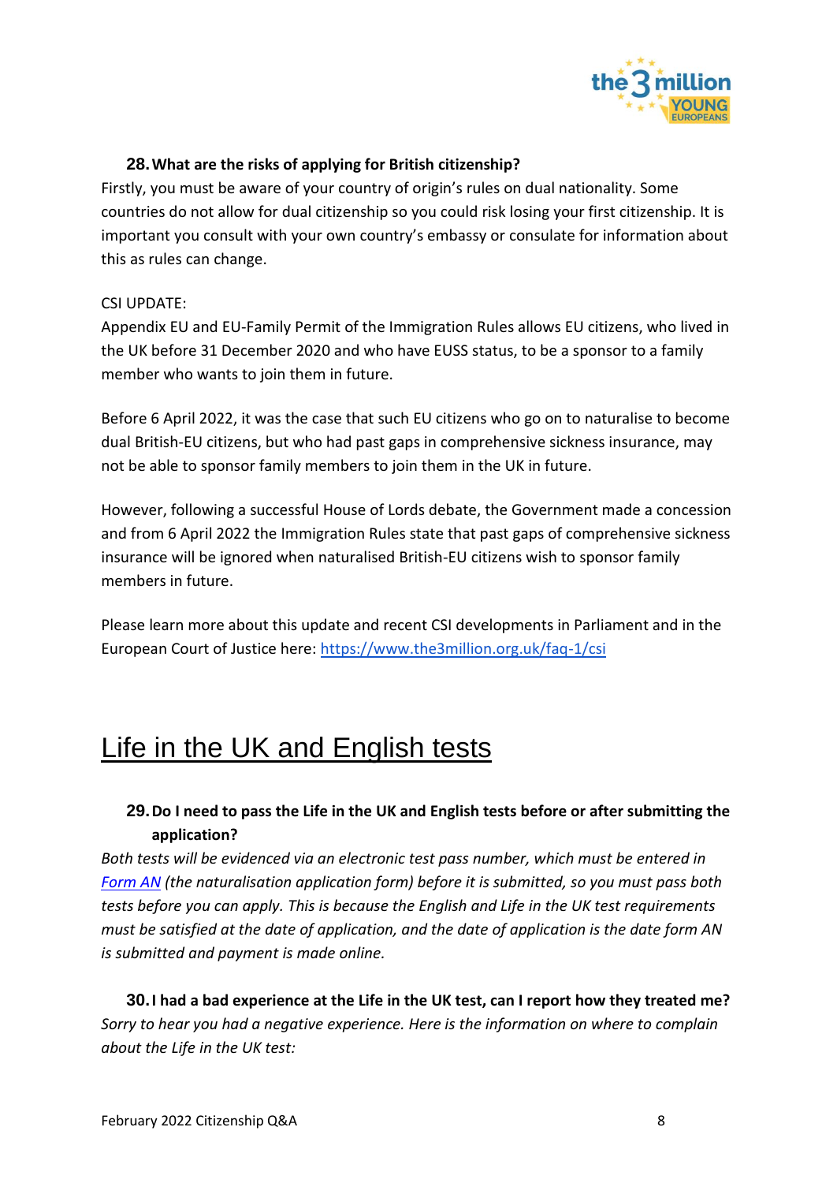**28. What are the risks of applying for British citizenship?**

Firstly, you must be aware of your country of origin's rules on dual nationality. Some countries do not allow for dual citizenship so you could risk losing your first citizenship. It is important you consult with your own country's embassy or consulate for information about this as rules can change.

CSI UPDATE:

Appendix EU and EU-Family Permit of the Immigration Rules allows EU citizens, who lived in the UK before 31 December 2020 and who have EUSS status, to be a sponsor to a family member who wants to join them in future.

Before 6 April 2022, it was the case that such EU citizens who go on to naturalise to become dual British-EU citizens, but who had past gaps in comprehensive sickness insurance, may not be able to sponsor family members to join them in the UK in future.

However, following a successful House of Lords debate, the Government made a concession and from 6 April 2022 the Immigration Rules state that past gaps of comprehensive sickness insurance will be ignored when naturalised British-EU citizens wish to sponsor family members in future.

Please learn more about this update and recent CSI developments in Parliament and in the European Court of Justice here: [https://www.the3million.org.uk/faq-1/csi](https://www.the3million.org.uk/faq-1/csi)

# Life in the UK and English tests

**29. Do I need to pass the Life in the UK and English tests before or after submitting the application?**

*Both tests will be evidenced via an electronic test pass number, which must be entered in [Form AN](#) (the naturalisation application form) before it is submitted, so you must pass both tests before you can apply. This is because the English and Life in the UK test requirements must be satisfied at the date of application, and the date of application is the date form AN is submitted and payment is made online.*

**30. I had a bad experience at the Life in the UK test, can I report how they treated me?**

*Sorry to hear you had a negative experience. Here is the information on where to complain about the Life in the UK test:*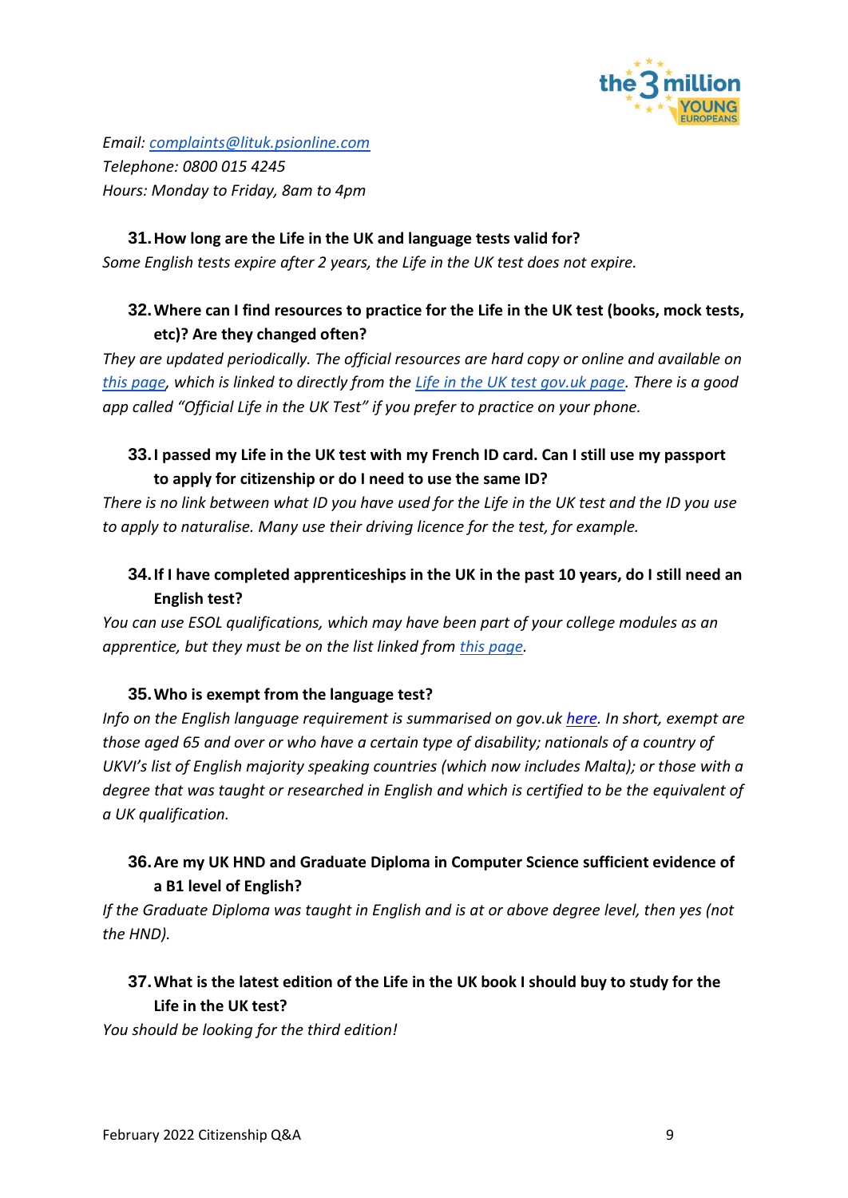*Email: [complaints@lituk.psionline.com](mailto:complaints@lituk.psionline.com)*
*Telephone: 0800 015 4245*
*Hours: Monday to Friday, 8am to 4pm*

**31. How long are the Life in the UK and language tests valid for?**

*Some English tests expire after 2 years, the Life in the UK test does not expire.*

**32. Where can I find resources to practice for the Life in the UK test (books, mock tests, etc)? Are they changed often?**

*They are updated periodically. The official resources are hard copy or online and available on [this page](), which is linked to directly from the [Life in the UK test gov.uk page](). There is a good app called "Official Life in the UK Test" if you prefer to practice on your phone.*

**33. I passed my Life in the UK test with my French ID card. Can I still use my passport to apply for citizenship or do I need to use the same ID?**

*There is no link between what ID you have used for the Life in the UK test and the ID you use to apply to naturalise. Many use their driving licence for the test, for example.*

**34. If I have completed apprenticeships in the UK in the past 10 years, do I still need an English test?**

*You can use ESOL qualifications, which may have been part of your college modules as an apprentice, but they must be on the list linked from [this page]().*

**35. Who is exempt from the language test?**

*Info on the English language requirement is summarised on gov.uk [here](). In short, exempt are those aged 65 and over or who have a certain type of disability; nationals of a country of UKVI's list of English majority speaking countries (which now includes Malta); or those with a degree that was taught or researched in English and which is certified to be the equivalent of a UK qualification.*

**36. Are my UK HND and Graduate Diploma in Computer Science sufficient evidence of a B1 level of English?**

*If the Graduate Diploma was taught in English and is at or above degree level, then yes (not the HND).*

**37. What is the latest edition of the Life in the UK book I should buy to study for the Life in the UK test?**

*You should be looking for the third edition!*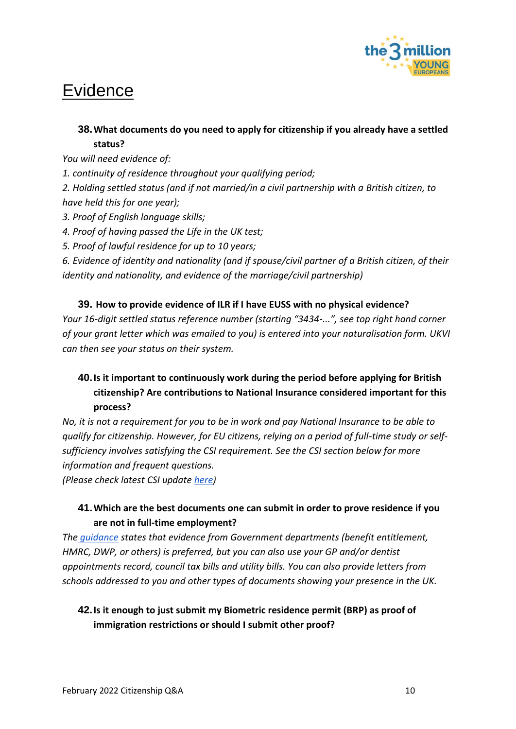# Evidence

**38. What documents do you need to apply for citizenship if you already have a settled status?**

*You will need evidence of:*

*1. continuity of residence throughout your qualifying period;*

*2. Holding settled status (and if not married/in a civil partnership with a British citizen, to have held this for one year);*

*3. Proof of English language skills;*

*4. Proof of having passed the Life in the UK test;*

*5. Proof of lawful residence for up to 10 years;*

*6. Evidence of identity and nationality (and if spouse/civil partner of a British citizen, of their identity and nationality, and evidence of the marriage/civil partnership)*

**39. How to provide evidence of ILR if I have EUSS with no physical evidence?**

*Your 16-digit settled status reference number (starting "3434-...", see top right hand corner of your grant letter which was emailed to you) is entered into your naturalisation form. UKVI can then see your status on their system.*

**40. Is it important to continuously work during the period before applying for British citizenship? Are contributions to National Insurance considered important for this process?**

*No, it is not a requirement for you to be in work and pay National Insurance to be able to qualify for citizenship. However, for EU citizens, relying on a period of full-time study or self-sufficiency involves satisfying the CSI requirement. See the CSI section below for more information and frequent questions.*

*(Please check latest CSI update here)*

**41. Which are the best documents one can submit in order to prove residence if you are not in full-time employment?**

*The guidance states that evidence from Government departments (benefit entitlement, HMRC, DWP, or others) is preferred, but you can also use your GP and/or dentist appointments record, council tax bills and utility bills. You can also provide letters from schools addressed to you and other types of documents showing your presence in the UK.*

**42. Is it enough to just submit my Biometric residence permit (BRP) as proof of immigration restrictions or should I submit other proof?**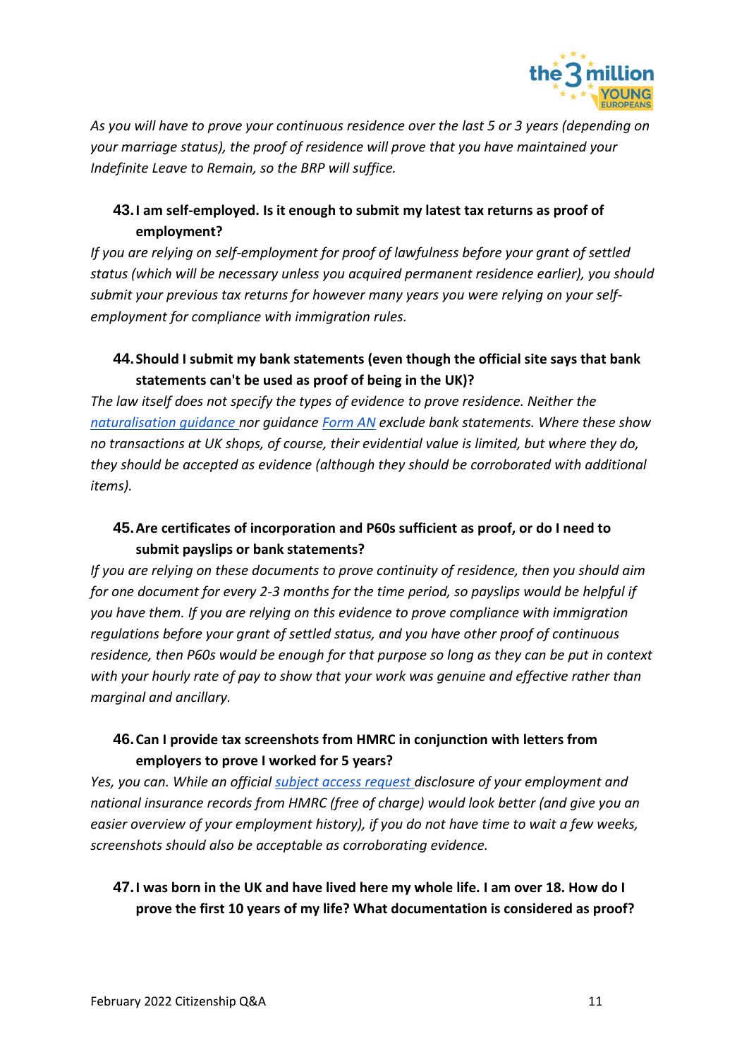*As you will have to prove your continuous residence over the last 5 or 3 years (depending on your marriage status), the proof of residence will prove that you have maintained your Indefinite Leave to Remain, so the BRP will suffice.*

**43. I am self-employed. Is it enough to submit my latest tax returns as proof of employment?**

*If you are relying on self-employment for proof of lawfulness before your grant of settled status (which will be necessary unless you acquired permanent residence earlier), you should submit your previous tax returns for however many years you were relying on your self-employment for compliance with immigration rules.*

**44. Should I submit my bank statements (even though the official site says that bank statements can't be used as proof of being in the UK)?**

*The law itself does not specify the types of evidence to prove residence. Neither the naturalisation guidance nor guidance Form AN exclude bank statements. Where these show no transactions at UK shops, of course, their evidential value is limited, but where they do, they should be accepted as evidence (although they should be corroborated with additional items).*

**45. Are certificates of incorporation and P60s sufficient as proof, or do I need to submit payslips or bank statements?**

*If you are relying on these documents to prove continuity of residence, then you should aim for one document for every 2-3 months for the time period, so payslips would be helpful if you have them. If you are relying on this evidence to prove compliance with immigration regulations before your grant of settled status, and you have other proof of continuous residence, then P60s would be enough for that purpose so long as they can be put in context with your hourly rate of pay to show that your work was genuine and effective rather than marginal and ancillary.*

**46. Can I provide tax screenshots from HMRC in conjunction with letters from employers to prove I worked for 5 years?**

*Yes, you can. While an official subject access request disclosure of your employment and national insurance records from HMRC (free of charge) would look better (and give you an easier overview of your employment history), if you do not have time to wait a few weeks, screenshots should also be acceptable as corroborating evidence.*

**47. I was born in the UK and have lived here my whole life. I am over 18. How do I prove the first 10 years of my life? What documentation is considered as proof?**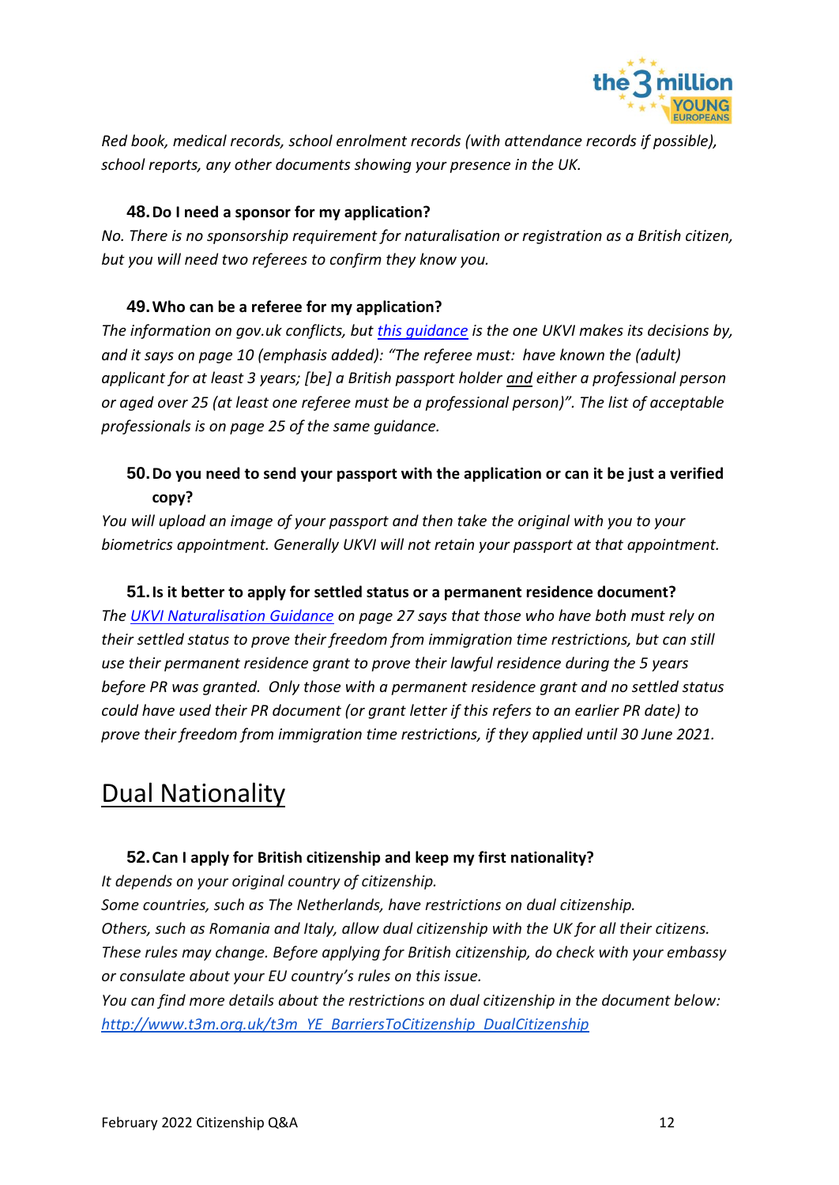*Red book, medical records, school enrolment records (with attendance records if possible), school reports, any other documents showing your presence in the UK.*

### 48. Do I need a sponsor for my application?

*No. There is no sponsorship requirement for naturalisation or registration as a British citizen, but you will need two referees to confirm they know you.*

### 49. Who can be a referee for my application?

*The information on gov.uk conflicts, but [this guidance]() is the one UKVI makes its decisions by, and it says on page 10 (emphasis added): "The referee must: have known the (adult) applicant for at least 3 years; [be] a British passport holder and either a professional person or aged over 25 (at least one referee must be a professional person)". The list of acceptable professionals is on page 25 of the same guidance.*

### 50. Do you need to send your passport with the application or can it be just a verified copy?

*You will upload an image of your passport and then take the original with you to your biometrics appointment. Generally UKVI will not retain your passport at that appointment.*

### 51. Is it better to apply for settled status or a permanent residence document?

*The [UKVI Naturalisation Guidance]() on page 27 says that those who have both must rely on their settled status to prove their freedom from immigration time restrictions, but can still use their permanent residence grant to prove their lawful residence during the 5 years before PR was granted. Only those with a permanent residence grant and no settled status could have used their PR document (or grant letter if this refers to an earlier PR date) to prove their freedom from immigration time restrictions, if they applied until 30 June 2021.*

## Dual Nationality

### 52. Can I apply for British citizenship and keep my first nationality?

*It depends on your original country of citizenship.*
*Some countries, such as The Netherlands, have restrictions on dual citizenship.*
*Others, such as Romania and Italy, allow dual citizenship with the UK for all their citizens.*
*These rules may change. Before applying for British citizenship, do check with your embassy or consulate about your EU country's rules on this issue.*
*You can find more details about the restrictions on dual citizenship in the document below:*
*[http://www.t3m.org.uk/t3m_YE_BarriersToCitizenship_DualCitizenship](http://www.t3m.org.uk/t3m_YE_BarriersToCitizenship_DualCitizenship)*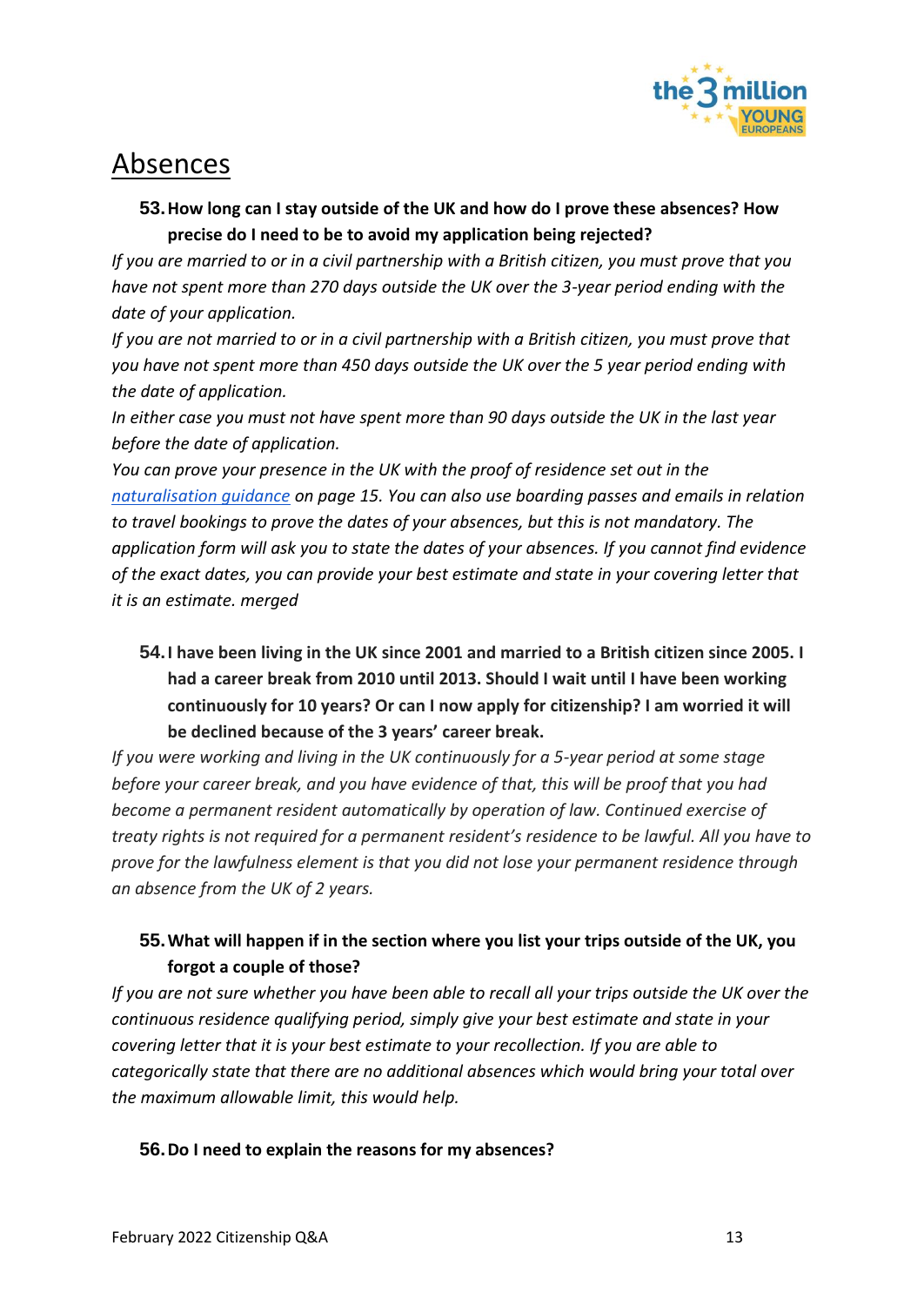# Absences

**53. How long can I stay outside of the UK and how do I prove these absences? How precise do I need to be to avoid my application being rejected?**

*If you are married to or in a civil partnership with a British citizen, you must prove that you have not spent more than 270 days outside the UK over the 3-year period ending with the date of your application.*

*If you are not married to or in a civil partnership with a British citizen, you must prove that you have not spent more than 450 days outside the UK over the 5 year period ending with the date of application.*

*In either case you must not have spent more than 90 days outside the UK in the last year before the date of application.*

*You can prove your presence in the UK with the proof of residence set out in the [naturalisation guidance](naturalisation guidance) on page 15. You can also use boarding passes and emails in relation to travel bookings to prove the dates of your absences, but this is not mandatory. The application form will ask you to state the dates of your absences. If you cannot find evidence of the exact dates, you can provide your best estimate and state in your covering letter that it is an estimate. merged*

**54. I have been living in the UK since 2001 and married to a British citizen since 2005. I had a career break from 2010 until 2013. Should I wait until I have been working continuously for 10 years? Or can I now apply for citizenship? I am worried it will be declined because of the 3 years' career break.**

*If you were working and living in the UK continuously for a 5-year period at some stage before your career break, and you have evidence of that, this will be proof that you had become a permanent resident automatically by operation of law. Continued exercise of treaty rights is not required for a permanent resident's residence to be lawful. All you have to prove for the lawfulness element is that you did not lose your permanent residence through an absence from the UK of 2 years.*

**55. What will happen if in the section where you list your trips outside of the UK, you forgot a couple of those?**

*If you are not sure whether you have been able to recall all your trips outside the UK over the continuous residence qualifying period, simply give your best estimate and state in your covering letter that it is your best estimate to your recollection. If you are able to categorically state that there are no additional absences which would bring your total over the maximum allowable limit, this would help.*

**56. Do I need to explain the reasons for my absences?**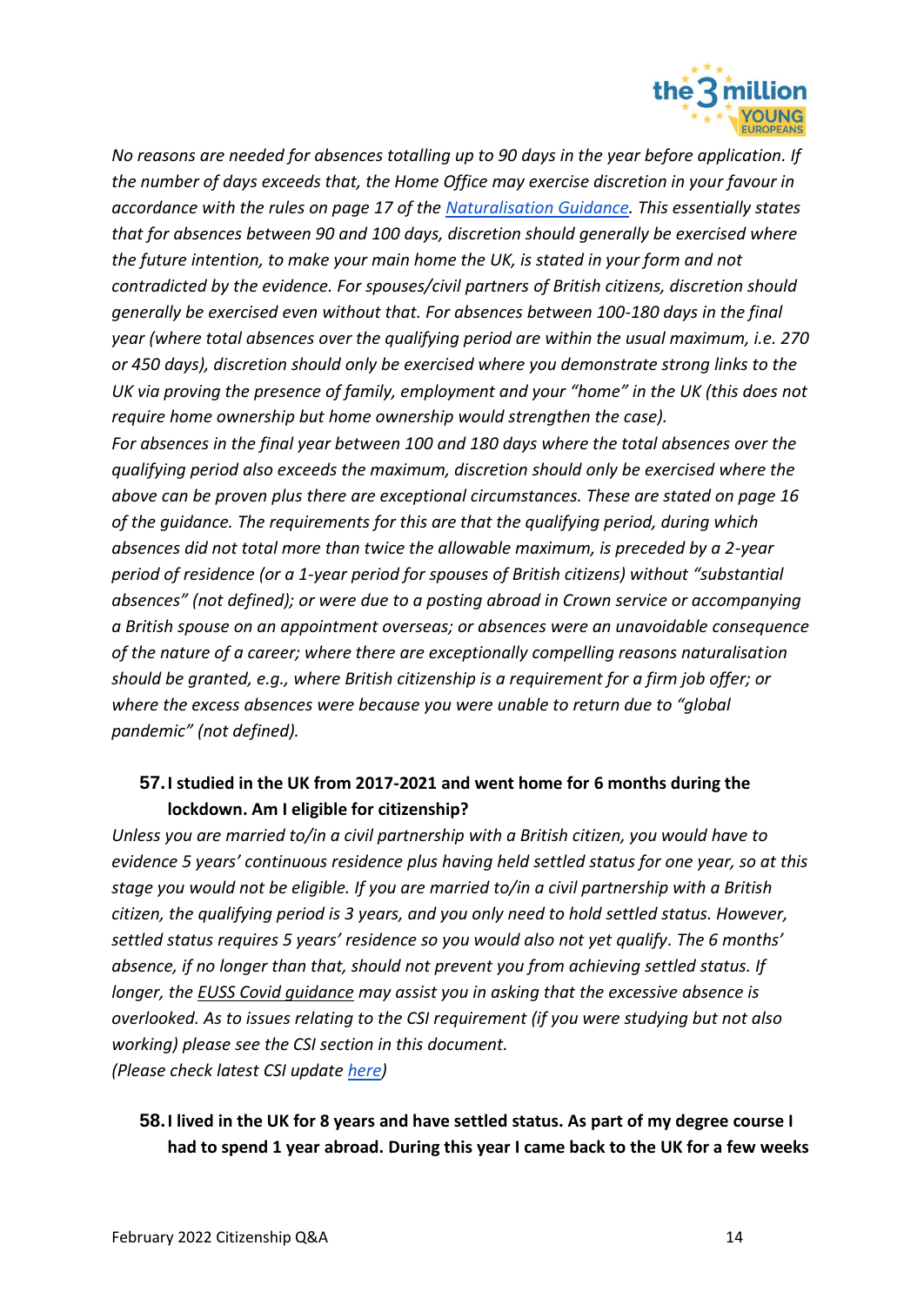*No reasons are needed for absences totalling up to 90 days in the year before application. If the number of days exceeds that, the Home Office may exercise discretion in your favour in accordance with the rules on page 17 of the [Naturalisation Guidance](). This essentially states that for absences between 90 and 100 days, discretion should generally be exercised where the future intention, to make your main home the UK, is stated in your form and not contradicted by the evidence. For spouses/civil partners of British citizens, discretion should generally be exercised even without that. For absences between 100-180 days in the final year (where total absences over the qualifying period are within the usual maximum, i.e. 270 or 450 days), discretion should only be exercised where you demonstrate strong links to the UK via proving the presence of family, employment and your "home" in the UK (this does not require home ownership but home ownership would strengthen the case).*
*For absences in the final year between 100 and 180 days where the total absences over the qualifying period also exceeds the maximum, discretion should only be exercised where the above can be proven plus there are exceptional circumstances. These are stated on page 16 of the guidance. The requirements for this are that the qualifying period, during which absences did not total more than twice the allowable maximum, is preceded by a 2-year period of residence (or a 1-year period for spouses of British citizens) without "substantial absences" (not defined); or were due to a posting abroad in Crown service or accompanying a British spouse on an appointment overseas; or absences were an unavoidable consequence of the nature of a career; where there are exceptionally compelling reasons naturalisation should be granted, e.g., where British citizenship is a requirement for a firm job offer; or where the excess absences were because you were unable to return due to "global pandemic" (not defined).*

**57. I studied in the UK from 2017-2021 and went home for 6 months during the lockdown. Am I eligible for citizenship?**

*Unless you are married to/in a civil partnership with a British citizen, you would have to evidence 5 years' continuous residence plus having held settled status for one year, so at this stage you would not be eligible. If you are married to/in a civil partnership with a British citizen, the qualifying period is 3 years, and you only need to hold settled status. However, settled status requires 5 years' residence so you would also not yet qualify. The 6 months' absence, if no longer than that, should not prevent you from achieving settled status. If longer, the [EUSS Covid guidance]() may assist you in asking that the excessive absence is overlooked. As to issues relating to the CSI requirement (if you were studying but not also working) please see the CSI section in this document.*
*(Please check latest CSI update [here]())*

**58. I lived in the UK for 8 years and have settled status. As part of my degree course I had to spend 1 year abroad. During this year I came back to the UK for a few weeks**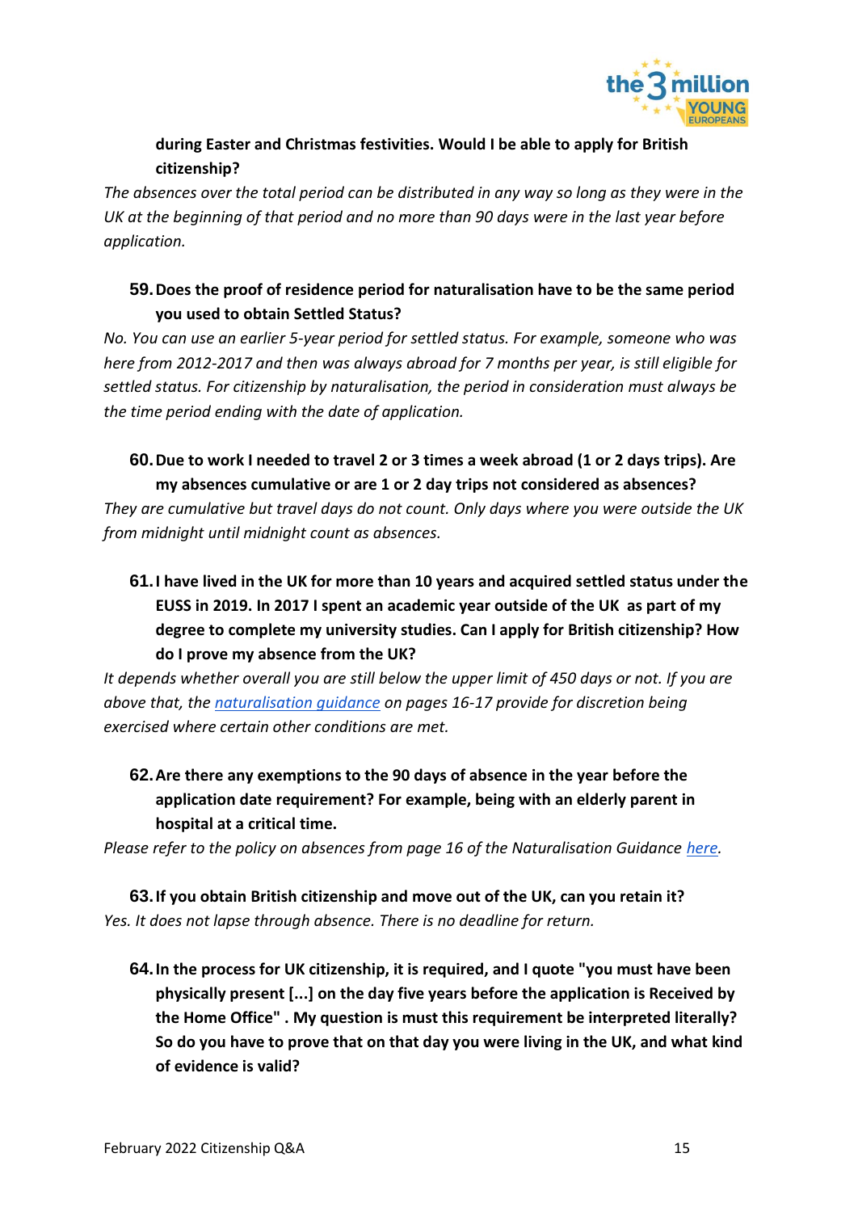**during Easter and Christmas festivities. Would I be able to apply for British citizenship?**

*The absences over the total period can be distributed in any way so long as they were in the UK at the beginning of that period and no more than 90 days were in the last year before application.*

59. **Does the proof of residence period for naturalisation have to be the same period you used to obtain Settled Status?**

*No. You can use an earlier 5-year period for settled status. For example, someone who was here from 2012-2017 and then was always abroad for 7 months per year, is still eligible for settled status. For citizenship by naturalisation, the period in consideration must always be the time period ending with the date of application.*

60. **Due to work I needed to travel 2 or 3 times a week abroad (1 or 2 days trips). Are my absences cumulative or are 1 or 2 day trips not considered as absences?**

*They are cumulative but travel days do not count. Only days where you were outside the UK from midnight until midnight count as absences.*

61. **I have lived in the UK for more than 10 years and acquired settled status under the EUSS in 2019. In 2017 I spent an academic year outside of the UK as part of my degree to complete my university studies. Can I apply for British citizenship? How do I prove my absence from the UK?**

*It depends whether overall you are still below the upper limit of 450 days or not. If you are above that, the [naturalisation guidance] on pages 16-17 provide for discretion being exercised where certain other conditions are met.*

62. **Are there any exemptions to the 90 days of absence in the year before the application date requirement? For example, being with an elderly parent in hospital at a critical time.**

*Please refer to the policy on absences from page 16 of the Naturalisation Guidance [here].*

63. **If you obtain British citizenship and move out of the UK, can you retain it?**

*Yes. It does not lapse through absence. There is no deadline for return.*

64. **In the process for UK citizenship, it is required, and I quote "you must have been physically present [...] on the day five years before the application is Received by the Home Office" . My question is must this requirement be interpreted literally? So do you have to prove that on that day you were living in the UK, and what kind of evidence is valid?**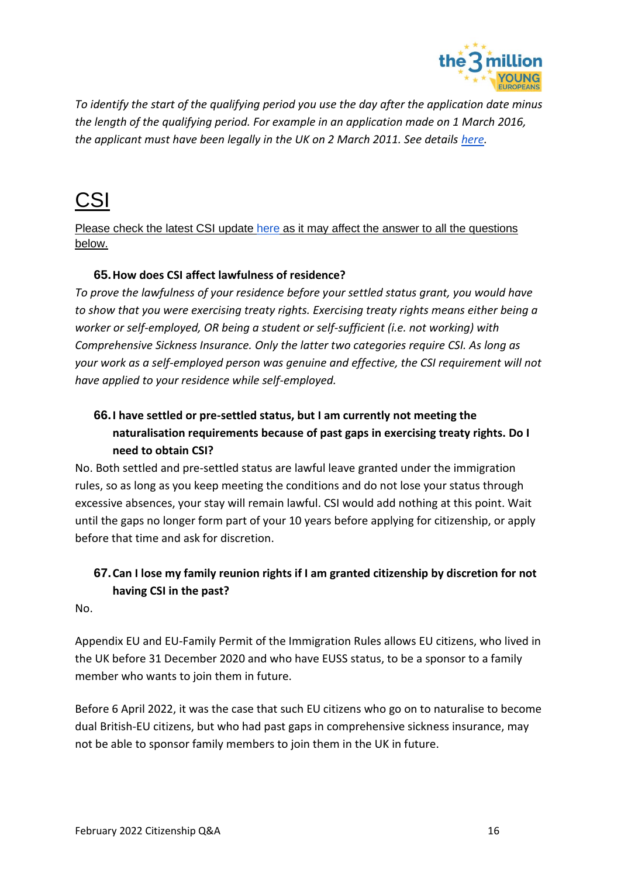*To identify the start of the qualifying period you use the day after the application date minus the length of the qualifying period. For example in an application made on 1 March 2016, the applicant must have been legally in the UK on 2 March 2011. See details here.*

# CSI

Please check the latest CSI update here as it may affect the answer to all the questions below.

### 65. How does CSI affect lawfulness of residence?

*To prove the lawfulness of your residence before your settled status grant, you would have to show that you were exercising treaty rights. Exercising treaty rights means either being a worker or self-employed, OR being a student or self-sufficient (i.e. not working) with Comprehensive Sickness Insurance. Only the latter two categories require CSI. As long as your work as a self-employed person was genuine and effective, the CSI requirement will not have applied to your residence while self-employed.*

### 66. I have settled or pre-settled status, but I am currently not meeting the naturalisation requirements because of past gaps in exercising treaty rights. Do I need to obtain CSI?

No. Both settled and pre-settled status are lawful leave granted under the immigration rules, so as long as you keep meeting the conditions and do not lose your status through excessive absences, your stay will remain lawful. CSI would add nothing at this point. Wait until the gaps no longer form part of your 10 years before applying for citizenship, or apply before that time and ask for discretion.

### 67. Can I lose my family reunion rights if I am granted citizenship by discretion for not having CSI in the past?

No.

Appendix EU and EU-Family Permit of the Immigration Rules allows EU citizens, who lived in the UK before 31 December 2020 and who have EUSS status, to be a sponsor to a family member who wants to join them in future.

Before 6 April 2022, it was the case that such EU citizens who go on to naturalise to become dual British-EU citizens, but who had past gaps in comprehensive sickness insurance, may not be able to sponsor family members to join them in the UK in future.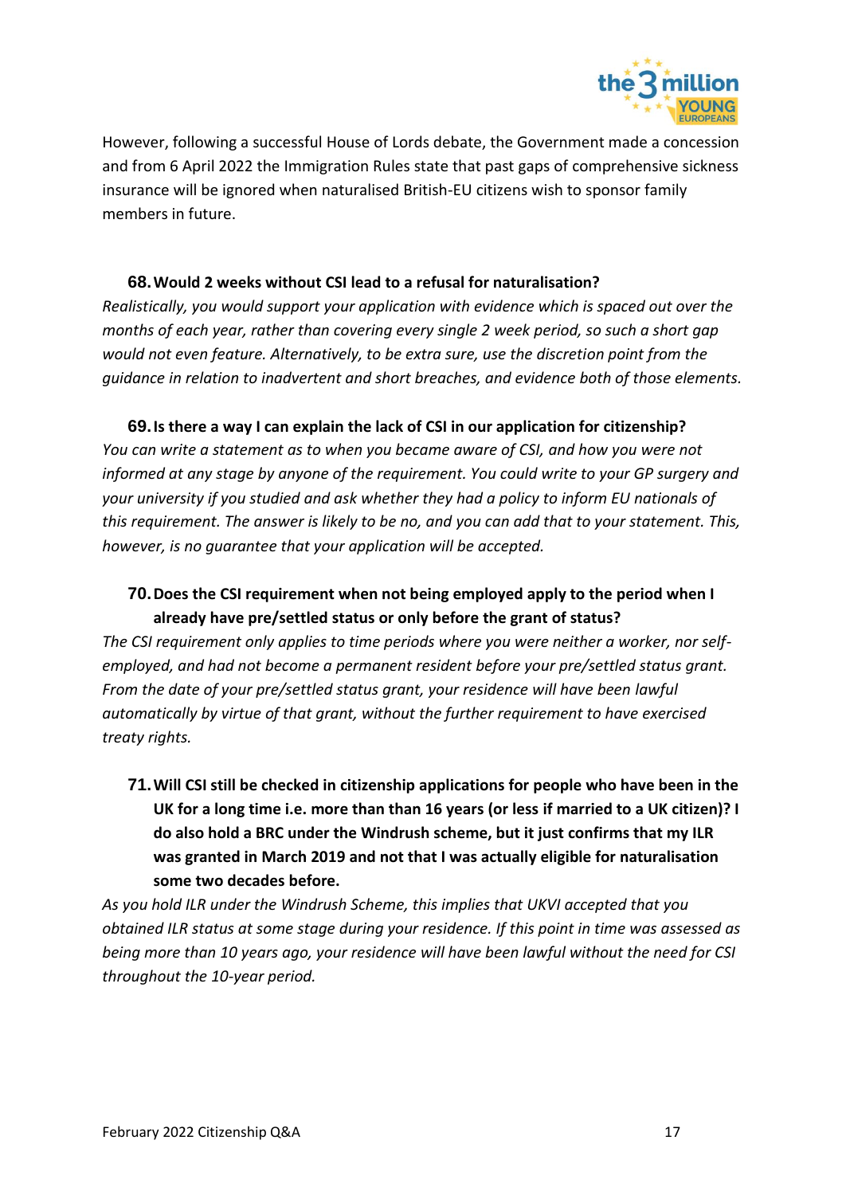However, following a successful House of Lords debate, the Government made a concession and from 6 April 2022 the Immigration Rules state that past gaps of comprehensive sickness insurance will be ignored when naturalised British-EU citizens wish to sponsor family members in future.

**68. Would 2 weeks without CSI lead to a refusal for naturalisation?**

*Realistically, you would support your application with evidence which is spaced out over the months of each year, rather than covering every single 2 week period, so such a short gap would not even feature. Alternatively, to be extra sure, use the discretion point from the guidance in relation to inadvertent and short breaches, and evidence both of those elements.*

**69. Is there a way I can explain the lack of CSI in our application for citizenship?**

*You can write a statement as to when you became aware of CSI, and how you were not informed at any stage by anyone of the requirement. You could write to your GP surgery and your university if you studied and ask whether they had a policy to inform EU nationals of this requirement. The answer is likely to be no, and you can add that to your statement. This, however, is no guarantee that your application will be accepted.*

**70. Does the CSI requirement when not being employed apply to the period when I already have pre/settled status or only before the grant of status?**

*The CSI requirement only applies to time periods where you were neither a worker, nor self-employed, and had not become a permanent resident before your pre/settled status grant. From the date of your pre/settled status grant, your residence will have been lawful automatically by virtue of that grant, without the further requirement to have exercised treaty rights.*

**71. Will CSI still be checked in citizenship applications for people who have been in the UK for a long time i.e. more than 16 years (or less if married to a UK citizen)? I do also hold a BRC under the Windrush scheme, but it just confirms that my ILR was granted in March 2019 and not that I was actually eligible for naturalisation some two decades before.**

*As you hold ILR under the Windrush Scheme, this implies that UKVI accepted that you obtained ILR status at some stage during your residence. If this point in time was assessed as being more than 10 years ago, your residence will have been lawful without the need for CSI throughout the 10-year period.*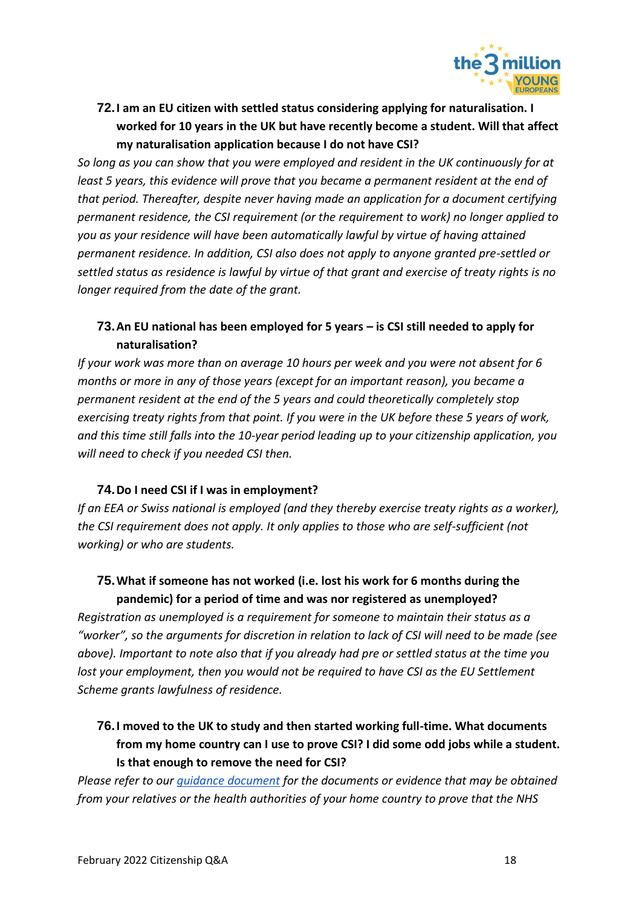**72. I am an EU citizen with settled status considering applying for naturalisation. I worked for 10 years in the UK but have recently become a student. Will that affect my naturalisation application because I do not have CSI?**

*So long as you can show that you were employed and resident in the UK continuously for at least 5 years, this evidence will prove that you became a permanent resident at the end of that period. Thereafter, despite never having made an application for a document certifying permanent residence, the CSI requirement (or the requirement to work) no longer applied to you as your residence will have been automatically lawful by virtue of having attained permanent residence. In addition, CSI also does not apply to anyone granted pre-settled or settled status as residence is lawful by virtue of that grant and exercise of treaty rights is no longer required from the date of the grant.*

**73. An EU national has been employed for 5 years – is CSI still needed to apply for naturalisation?**

*If your work was more than on average 10 hours per week and you were not absent for 6 months or more in any of those years (except for an important reason), you became a permanent resident at the end of the 5 years and could theoretically completely stop exercising treaty rights from that point. If you were in the UK before these 5 years of work, and this time still falls into the 10-year period leading up to your citizenship application, you will need to check if you needed CSI then.*

**74. Do I need CSI if I was in employment?**

*If an EEA or Swiss national is employed (and they thereby exercise treaty rights as a worker), the CSI requirement does not apply. It only applies to those who are self-sufficient (not working) or who are students.*

**75. What if someone has not worked (i.e. lost his work for 6 months during the pandemic) for a period of time and was nor registered as unemployed?**

*Registration as unemployed is a requirement for someone to maintain their status as a "worker", so the arguments for discretion in relation to lack of CSI will need to be made (see above). Important to note also that if you already had pre or settled status at the time you lost your employment, then you would not be required to have CSI as the EU Settlement Scheme grants lawfulness of residence.*

**76. I moved to the UK to study and then started working full-time. What documents from my home country can I use to prove CSI? I did some odd jobs while a student. Is that enough to remove the need for CSI?**

*Please refer to our [guidance document](guidance document) for the documents or evidence that may be obtained from your relatives or the health authorities of your home country to prove that the NHS*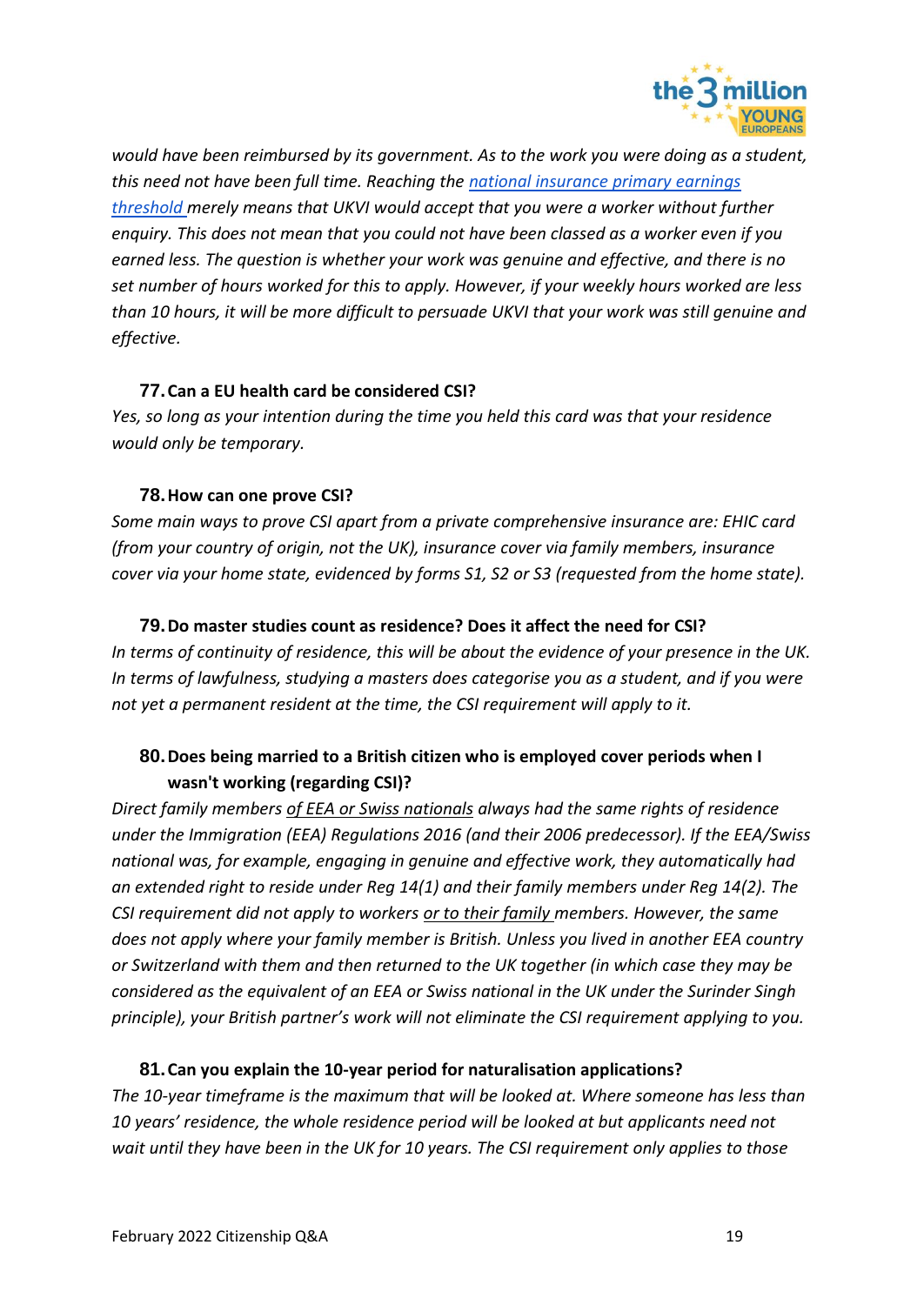*would have been reimbursed by its government. As to the work you were doing as a student, this need not have been full time. Reaching the national insurance primary earnings threshold merely means that UKVI would accept that you were a worker without further enquiry. This does not mean that you could not have been classed as a worker even if you earned less. The question is whether your work was genuine and effective, and there is no set number of hours worked for this to apply. However, if your weekly hours worked are less than 10 hours, it will be more difficult to persuade UKVI that your work was still genuine and effective.*

### 77. Can a EU health card be considered CSI?

*Yes, so long as your intention during the time you held this card was that your residence would only be temporary.*

### 78. How can one prove CSI?

*Some main ways to prove CSI apart from a private comprehensive insurance are: EHIC card (from your country of origin, not the UK), insurance cover via family members, insurance cover via your home state, evidenced by forms S1, S2 or S3 (requested from the home state).*

### 79. Do master studies count as residence? Does it affect the need for CSI?

*In terms of continuity of residence, this will be about the evidence of your presence in the UK. In terms of lawfulness, studying a masters does categorise you as a student, and if you were not yet a permanent resident at the time, the CSI requirement will apply to it.*

### 80. Does being married to a British citizen who is employed cover periods when I wasn't working (regarding CSI)?

*Direct family members of EEA or Swiss nationals always had the same rights of residence under the Immigration (EEA) Regulations 2016 (and their 2006 predecessor). If the EEA/Swiss national was, for example, engaging in genuine and effective work, they automatically had an extended right to reside under Reg 14(1) and their family members under Reg 14(2). The CSI requirement did not apply to workers or to their family members. However, the same does not apply where your family member is British. Unless you lived in another EEA country or Switzerland with them and then returned to the UK together (in which case they may be considered as the equivalent of an EEA or Swiss national in the UK under the Surinder Singh principle), your British partner's work will not eliminate the CSI requirement applying to you.*

### 81. Can you explain the 10-year period for naturalisation applications?

*The 10-year timeframe is the maximum that will be looked at. Where someone has less than 10 years' residence, the whole residence period will be looked at but applicants need not wait until they have been in the UK for 10 years. The CSI requirement only applies to those*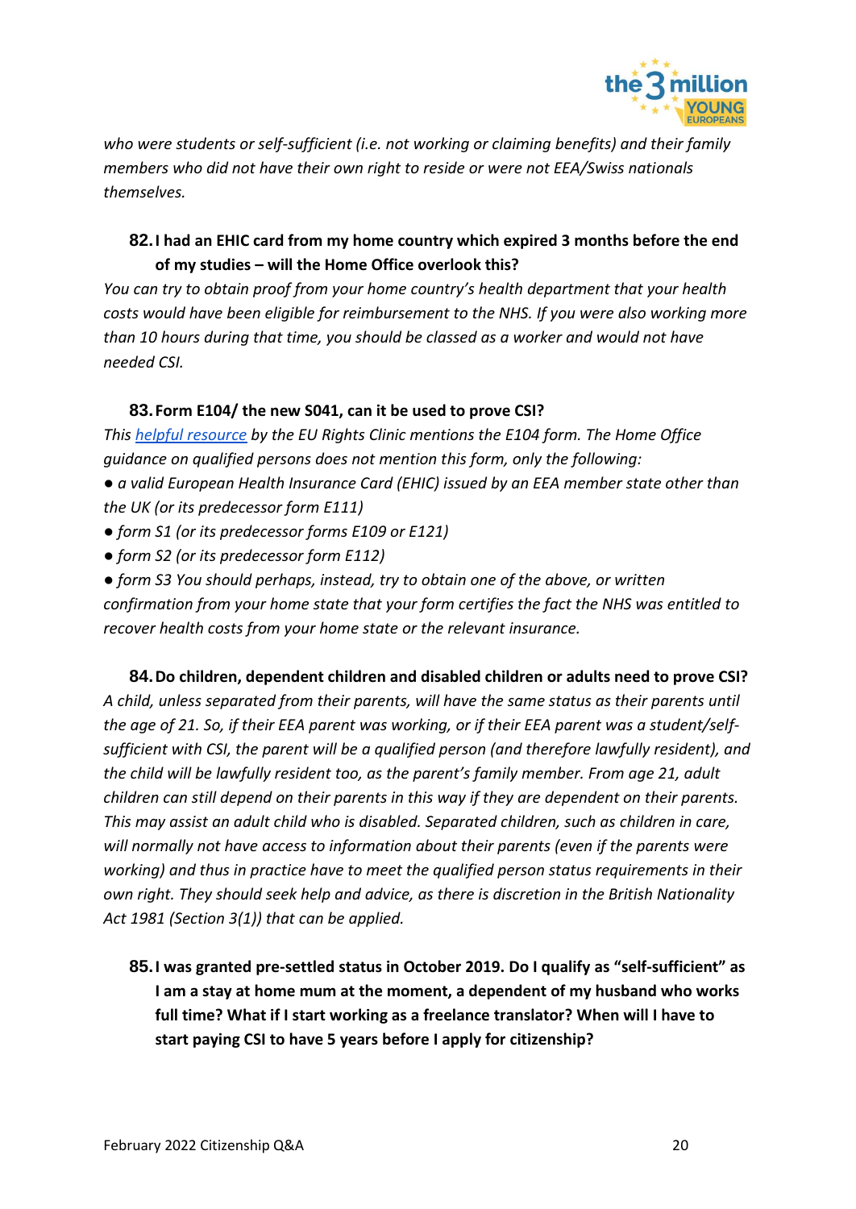*who were students or self-sufficient (i.e. not working or claiming benefits) and their family members who did not have their own right to reside or were not EEA/Swiss nationals themselves.*

### 82. I had an EHIC card from my home country which expired 3 months before the end of my studies – will the Home Office overlook this?

*You can try to obtain proof from your home country's health department that your health costs would have been eligible for reimbursement to the NHS. If you were also working more than 10 hours during that time, you should be classed as a worker and would not have needed CSI.*

### 83. Form E104/ the new S041, can it be used to prove CSI?

*This [helpful resource](#) by the EU Rights Clinic mentions the E104 form. The Home Office guidance on qualified persons does not mention this form, only the following:*

- *a valid European Health Insurance Card (EHIC) issued by an EEA member state other than the UK (or its predecessor form E111)*
- *form S1 (or its predecessor forms E109 or E121)*
- *form S2 (or its predecessor form E112)*
- *form S3 You should perhaps, instead, try to obtain one of the above, or written confirmation from your home state that your form certifies the fact the NHS was entitled to recover health costs from your home state or the relevant insurance.*

### 84. Do children, dependent children and disabled children or adults need to prove CSI?

*A child, unless separated from their parents, will have the same status as their parents until the age of 21. So, if their EEA parent was working, or if their EEA parent was a student/self-sufficient with CSI, the parent will be a qualified person (and therefore lawfully resident), and the child will be lawfully resident too, as the parent's family member. From age 21, adult children can still depend on their parents in this way if they are dependent on their parents. This may assist an adult child who is disabled. Separated children, such as children in care, will normally not have access to information about their parents (even if the parents were working) and thus in practice have to meet the qualified person status requirements in their own right. They should seek help and advice, as there is discretion in the British Nationality Act 1981 (Section 3(1)) that can be applied.*

### 85. I was granted pre-settled status in October 2019. Do I qualify as "self-sufficient" as I am a stay at home mum at the moment, a dependent of my husband who works full time? What if I start working as a freelance translator? When will I have to start paying CSI to have 5 years before I apply for citizenship?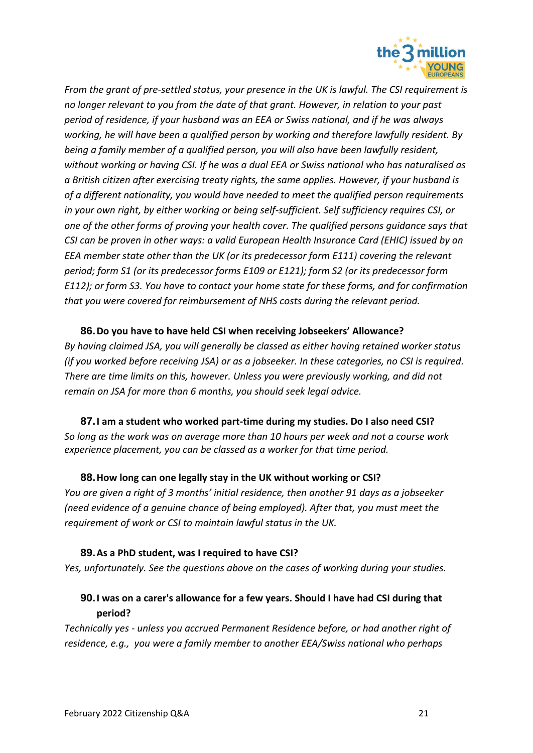*From the grant of pre-settled status, your presence in the UK is lawful. The CSI requirement is no longer relevant to you from the date of that grant. However, in relation to your past period of residence, if your husband was an EEA or Swiss national, and if he was always working, he will have been a qualified person by working and therefore lawfully resident. By being a family member of a qualified person, you will also have been lawfully resident, without working or having CSI. If he was a dual EEA or Swiss national who has naturalised as a British citizen after exercising treaty rights, the same applies. However, if your husband is of a different nationality, you would have needed to meet the qualified person requirements in your own right, by either working or being self-sufficient. Self sufficiency requires CSI, or one of the other forms of proving your health cover. The qualified persons guidance says that CSI can be proven in other ways: a valid European Health Insurance Card (EHIC) issued by an EEA member state other than the UK (or its predecessor form E111) covering the relevant period; form S1 (or its predecessor forms E109 or E121); form S2 (or its predecessor form E112); or form S3. You have to contact your home state for these forms, and for confirmation that you were covered for reimbursement of NHS costs during the relevant period.*

**86. Do you have to have held CSI when receiving Jobseekers' Allowance?**

*By having claimed JSA, you will generally be classed as either having retained worker status (if you worked before receiving JSA) or as a jobseeker. In these categories, no CSI is required. There are time limits on this, however. Unless you were previously working, and did not remain on JSA for more than 6 months, you should seek legal advice.*

**87. I am a student who worked part-time during my studies. Do I also need CSI?**

*So long as the work was on average more than 10 hours per week and not a course work experience placement, you can be classed as a worker for that time period.*

**88. How long can one legally stay in the UK without working or CSI?**

*You are given a right of 3 months' initial residence, then another 91 days as a jobseeker (need evidence of a genuine chance of being employed). After that, you must meet the requirement of work or CSI to maintain lawful status in the UK.*

**89. As a PhD student, was I required to have CSI?**

*Yes, unfortunately. See the questions above on the cases of working during your studies.*

**90. I was on a carer's allowance for a few years. Should I have had CSI during that period?**

*Technically yes - unless you accrued Permanent Residence before, or had another right of residence, e.g., you were a family member to another EEA/Swiss national who perhaps*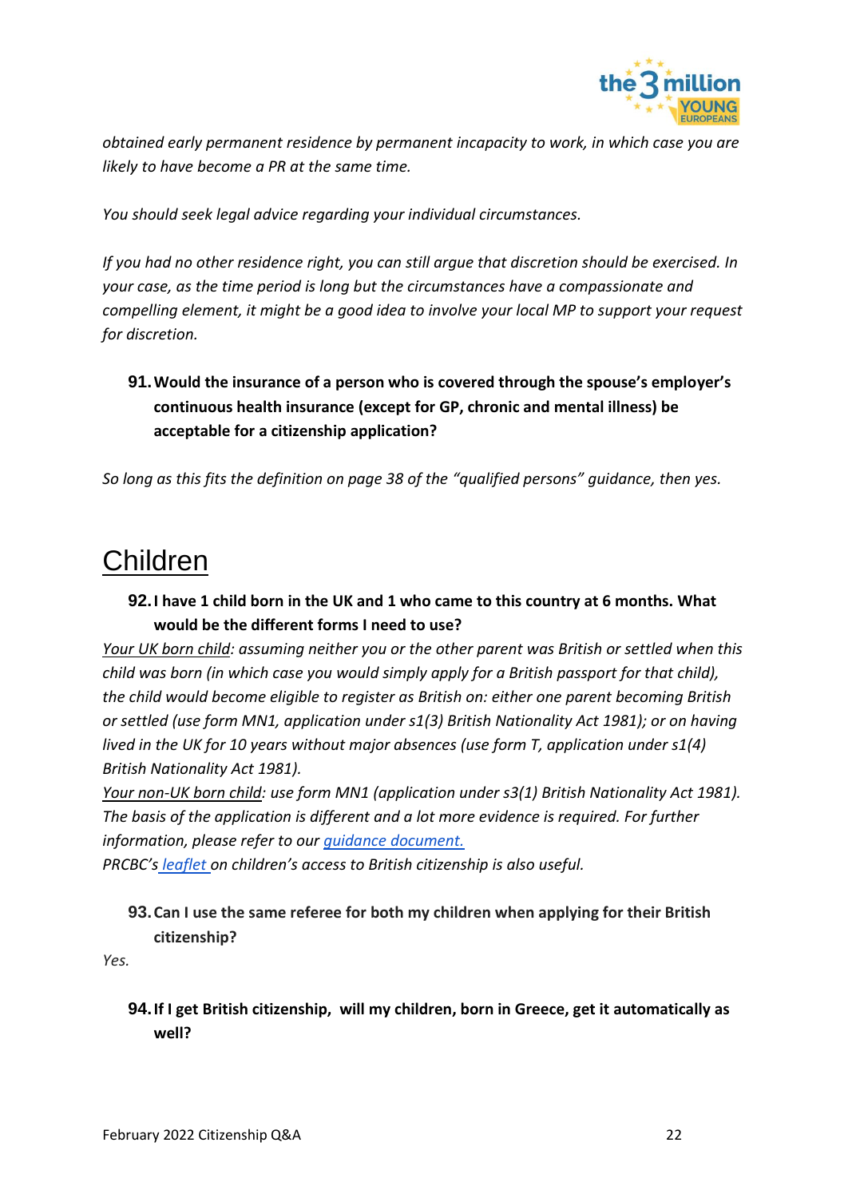*obtained early permanent residence by permanent incapacity to work, in which case you are likely to have become a PR at the same time.*

*You should seek legal advice regarding your individual circumstances.*

*If you had no other residence right, you can still argue that discretion should be exercised. In your case, as the time period is long but the circumstances have a compassionate and compelling element, it might be a good idea to involve your local MP to support your request for discretion.*

**91. Would the insurance of a person who is covered through the spouse's employer's continuous health insurance (except for GP, chronic and mental illness) be acceptable for a citizenship application?**

*So long as this fits the definition on page 38 of the "qualified persons" guidance, then yes.*

# Children

**92. I have 1 child born in the UK and 1 who came to this country at 6 months. What would be the different forms I need to use?**

*Your UK born child: assuming neither you or the other parent was British or settled when this child was born (in which case you would simply apply for a British passport for that child), the child would become eligible to register as British on: either one parent becoming British or settled (use form MN1, application under s1(3) British Nationality Act 1981); or on having lived in the UK for 10 years without major absences (use form T, application under s1(4) British Nationality Act 1981).*
*Your non-UK born child: use form MN1 (application under s3(1) British Nationality Act 1981). The basis of the application is different and a lot more evidence is required. For further information, please refer to our guidance document.*
*PRCBC's leaflet on children's access to British citizenship is also useful.*

**93. Can I use the same referee for both my children when applying for their British citizenship?**

*Yes.*

**94. If I get British citizenship, will my children, born in Greece, get it automatically as well?**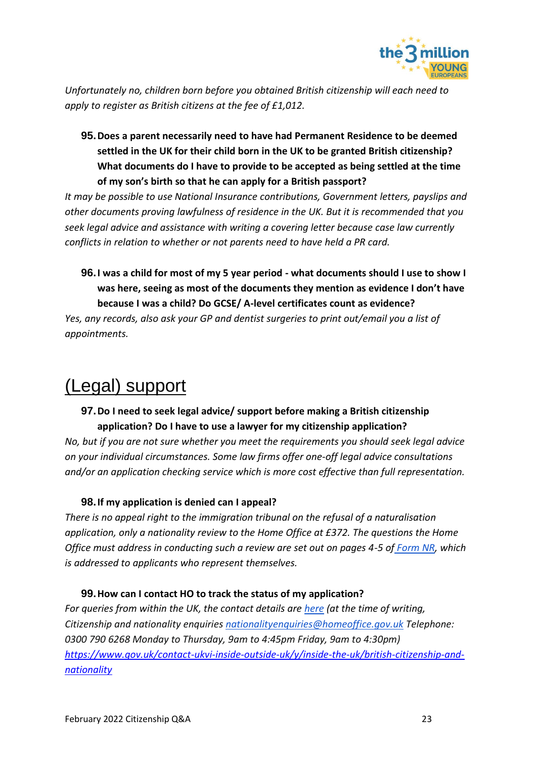*Unfortunately no, children born before you obtained British citizenship will each need to apply to register as British citizens at the fee of £1,012.*

**95. Does a parent necessarily need to have had Permanent Residence to be deemed settled in the UK for their child born in the UK to be granted British citizenship? What documents do I have to provide to be accepted as being settled at the time of my son's birth so that he can apply for a British passport?**

*It may be possible to use National Insurance contributions, Government letters, payslips and other documents proving lawfulness of residence in the UK. But it is recommended that you seek legal advice and assistance with writing a covering letter because case law currently conflicts in relation to whether or not parents need to have held a PR card.*

**96. I was a child for most of my 5 year period - what documents should I use to show I was here, seeing as most of the documents they mention as evidence I don't have because I was a child? Do GCSE/ A-level certificates count as evidence?**

*Yes, any records, also ask your GP and dentist surgeries to print out/email you a list of appointments.*

# (Legal) support

**97. Do I need to seek legal advice/ support before making a British citizenship application? Do I have to use a lawyer for my citizenship application?**

*No, but if you are not sure whether you meet the requirements you should seek legal advice on your individual circumstances. Some law firms offer one-off legal advice consultations and/or an application checking service which is more cost effective than full representation.*

**98. If my application is denied can I appeal?**

*There is no appeal right to the immigration tribunal on the refusal of a naturalisation application, only a nationality review to the Home Office at £372. The questions the Home Office must address in conducting such a review are set out on pages 4-5 of Form NR, which is addressed to applicants who represent themselves.*

**99. How can I contact HO to track the status of my application?**

*For queries from within the UK, the contact details are here (at the time of writing, Citizenship and nationality enquiries nationalityenquiries@homeoffice.gov.uk Telephone: 0300 790 6268 Monday to Thursday, 9am to 4:45pm Friday, 9am to 4:30pm) https://www.gov.uk/contact-ukvi-inside-outside-uk/y/inside-the-uk/british-citizenship-and-nationality*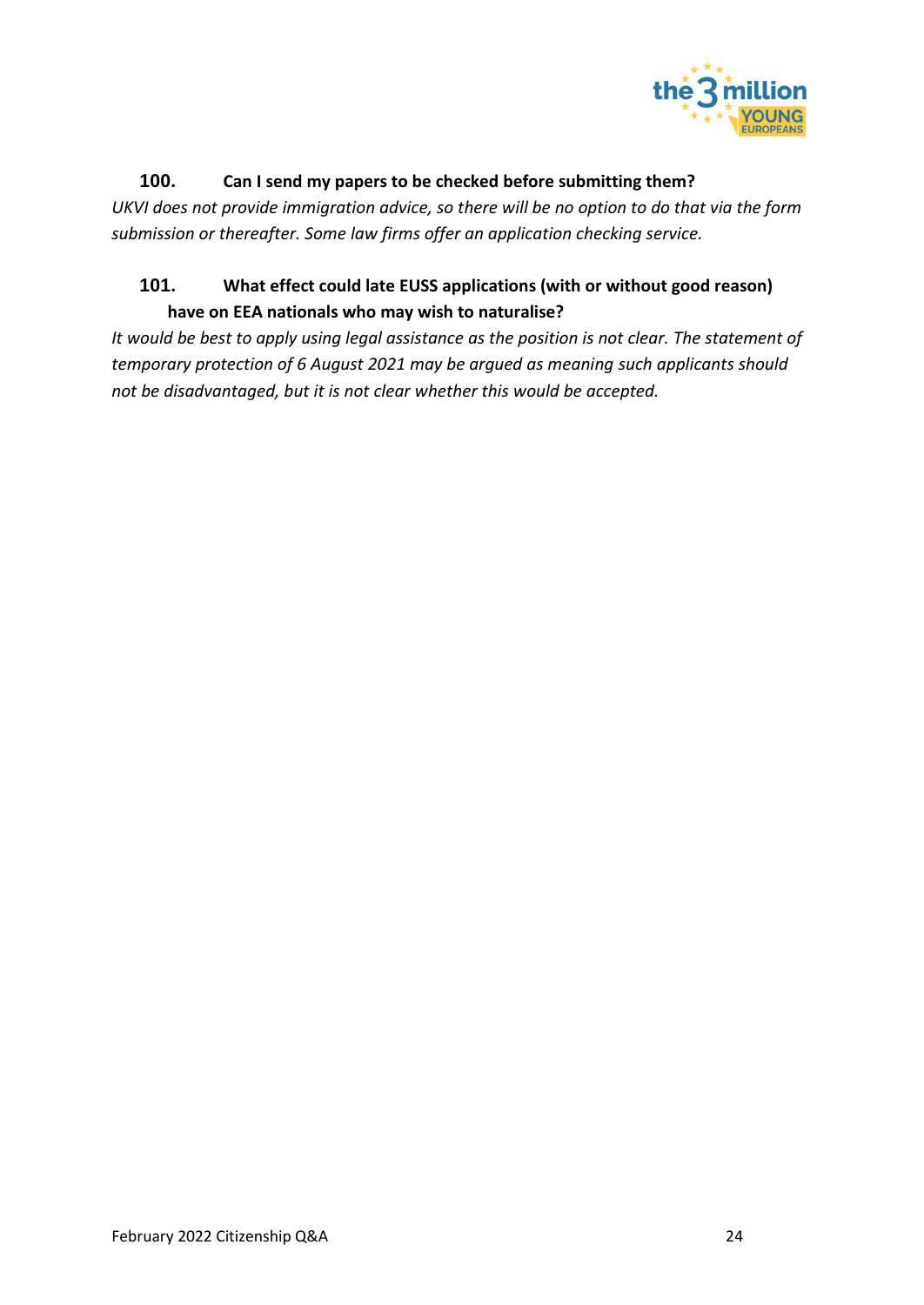**100. Can I send my papers to be checked before submitting them?**

*UKVI does not provide immigration advice, so there will be no option to do that via the form submission or thereafter. Some law firms offer an application checking service.*

**101. What effect could late EUSS applications (with or without good reason) have on EEA nationals who may wish to naturalise?**

*It would be best to apply using legal assistance as the position is not clear. The statement of temporary protection of 6 August 2021 may be argued as meaning such applicants should not be disadvantaged, but it is not clear whether this would be accepted.*